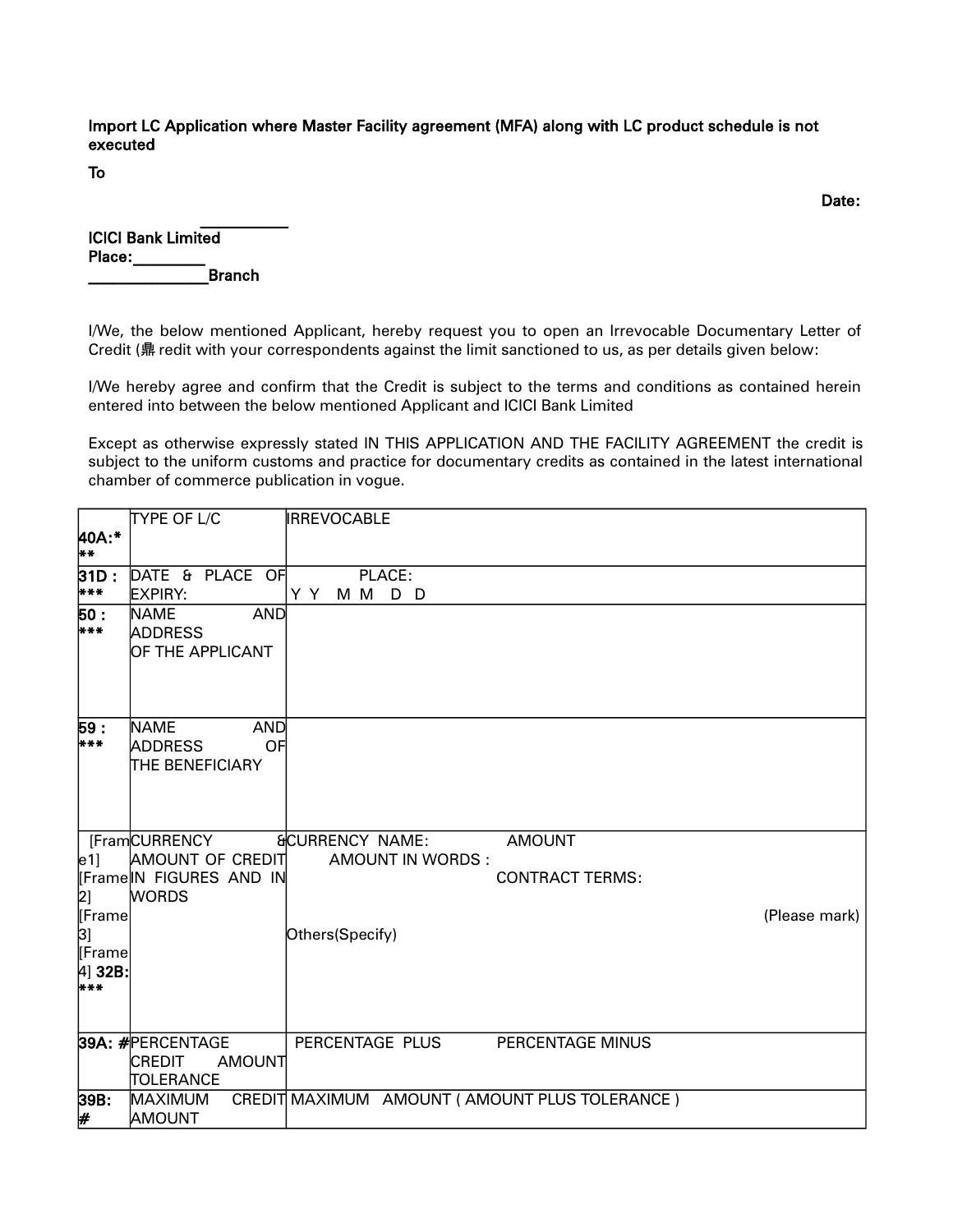**Import LC Application where Master Facility agreement (MFA) along with LC product schedule is not executed**

**To**

**Date:**

**\_\_\_\_\_\_\_\_\_\_\_**
**ICICI Bank Limited**
**Place:\_\_\_\_\_\_\_\_\_**
**\_\_\_\_\_\_\_\_\_\_\_\_\_\_\_\_Branch**

I/We, the below mentioned Applicant, hereby request you to open an Irrevocable Documentary Letter of Credit (鼎 redit with your correspondents against the limit sanctioned to us, as per details given below:

I/We hereby agree and confirm that the Credit is subject to the terms and conditions as contained herein entered into between the below mentioned Applicant and ICICI Bank Limited

Except as otherwise expressly stated IN THIS APPLICATION AND THE FACILITY AGREEMENT the credit is subject to the uniform customs and practice for documentary credits as contained in the latest international chamber of commerce publication in vogue.

| | | |
|---|---|---|
| **40A:\*\*\*** | TYPE OF L/C | IRREVOCABLE |
| **31D : \*\*\*** | DATE & PLACE OF EXPIRY: | PLACE:<br>Y Y M M D D |
| **50 : \*\*\*** | NAME AND ADDRESS OF THE APPLICANT | |
| **59 : \*\*\*** | NAME AND ADDRESS OF THE BENEFICIARY | |
| [Frame1] [Frame2] [Frame3] [Frame4] **32B: \*\*\*** | CURRENCY & AMOUNT OF CREDIT IN FIGURES AND IN WORDS | CURRENCY NAME: AMOUNT<br>AMOUNT IN WORDS :<br>CONTRACT TERMS:<br>(Please mark)<br>Others(Specify) |
| **39A: #** | PERCENTAGE CREDIT AMOUNT TOLERANCE | PERCENTAGE PLUS PERCENTAGE MINUS |
| **39B: #** | MAXIMUM CREDIT AMOUNT | MAXIMUM AMOUNT ( AMOUNT PLUS TOLERANCE ) |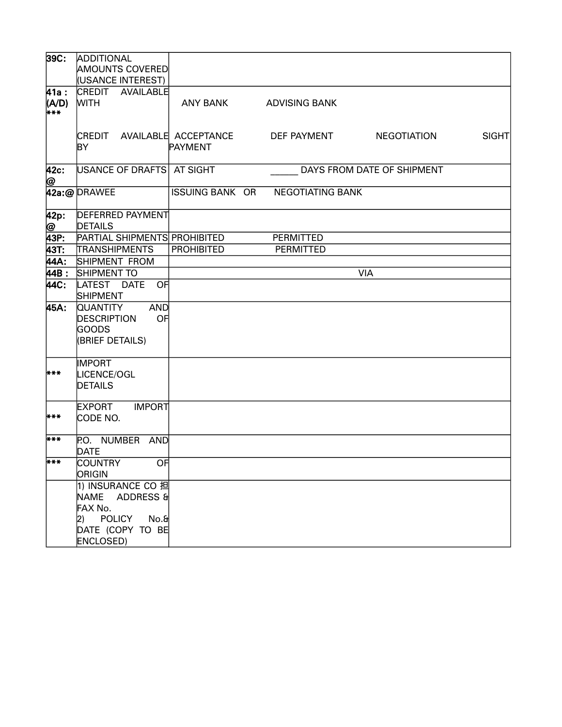| 39C: | ADDITIONAL AMOUNTS COVERED (USANCE INTEREST) | |
|---|---|---|
| 41a : (A/D) *** | CREDIT AVAILABLE WITH<br><br>CREDIT AVAILABLE BY | ANY BANK ADVISING BANK<br><br>ACCEPTANCE DEF PAYMENT NEGOTIATION SIGHT PAYMENT |
| 42c: @ | USANCE OF DRAFTS | AT SIGHT ______ DAYS FROM DATE OF SHIPMENT |
| 42a:@ | DRAWEE | ISSUING BANK OR NEGOTIATING BANK |
| 42p: @ | DEFERRED PAYMENT DETAILS | |
| 43P: | PARTIAL SHIPMENTS | PROHIBITED PERMITTED |
| 43T: | TRANSHIPMENTS | PROHIBITED PERMITTED |
| 44A: | SHIPMENT FROM | |
| 44B : | SHIPMENT TO | VIA |
| 44C: | LATEST DATE OF SHIPMENT | |
| 45A: | QUANTITY AND DESCRIPTION OF GOODS (BRIEF DETAILS) | |
| *** | IMPORT LICENCE/OGL DETAILS | |
| *** | EXPORT IMPORT CODE NO. | |
| *** | P.O. NUMBER AND DATE | |
| *** | COUNTRY OF ORIGIN | |
| | 1) INSURANCE CO 担 NAME ADDRESS & FAX No.<br>2) POLICY No.& DATE (COPY TO BE ENCLOSED) | |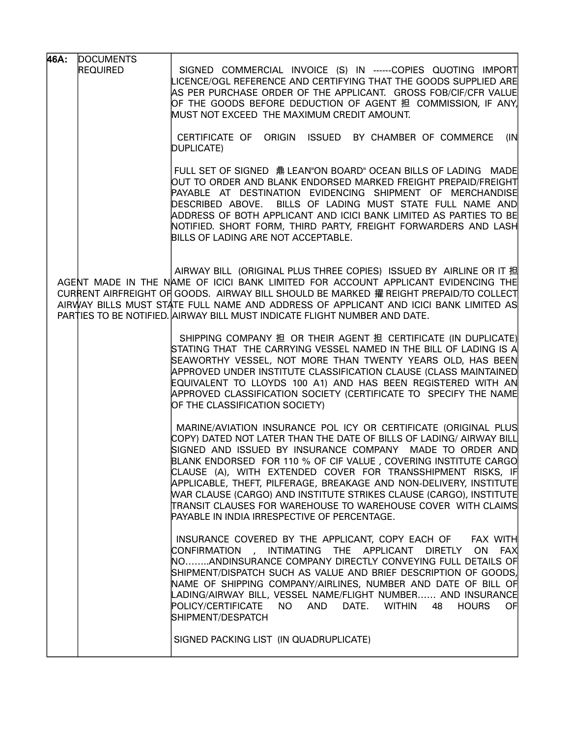| 46A: | DOCUMENTS REQUIRED | |
| --- | --- | --- |
| | | SIGNED COMMERCIAL INVOICE (S) IN ------COPIES QUOTING IMPORT LICENCE/OGL REFERENCE AND CERTIFYING THAT THE GOODS SUPPLIED ARE AS PER PURCHASE ORDER OF THE APPLICANT. GROSS FOB/CIF/CFR VALUE OF THE GOODS BEFORE DEDUCTION OF AGENT 担 COMMISSION, IF ANY, MUST NOT EXCEED THE MAXIMUM CREDIT AMOUNT. |
| | | CERTIFICATE OF ORIGIN ISSUED BY CHAMBER OF COMMERCE (IN DUPLICATE) |
| | | FULL SET OF SIGNED 鼎 LEAN"ON BOARD" OCEAN BILLS OF LADING MADE OUT TO ORDER AND BLANK ENDORSED MARKED FREIGHT PREPAID/FREIGHT PAYABLE AT DESTINATION EVIDENCING SHIPMENT OF MERCHANDISE DESCRIBED ABOVE. BILLS OF LADING MUST STATE FULL NAME AND ADDRESS OF BOTH APPLICANT AND ICICI BANK LIMITED AS PARTIES TO BE NOTIFIED. SHORT FORM, THIRD PARTY, FREIGHT FORWARDERS AND LASH BILLS OF LADING ARE NOT ACCEPTABLE. |
| | | AIRWAY BILL (ORIGINAL PLUS THREE COPIES) ISSUED BY AIRLINE OR IT 担 AGENT MADE IN THE NAME OF ICICI BANK LIMITED FOR ACCOUNT APPLICANT EVIDENCING THE CURRENT AIRFREIGHT OF GOODS. AIRWAY BILL SHOULD BE MARKED 擢 REIGHT PREPAID/TO COLLECT AIRWAY BILLS MUST STATE FULL NAME AND ADDRESS OF APPLICANT AND ICICI BANK LIMITED AS PARTIES TO BE NOTIFIED. AIRWAY BILL MUST INDICATE FLIGHT NUMBER AND DATE. |
| | | SHIPPING COMPANY 担 OR THEIR AGENT 担 CERTIFICATE (IN DUPLICATE) STATING THAT THE CARRYING VESSEL NAMED IN THE BILL OF LADING IS A SEAWORTHY VESSEL, NOT MORE THAN TWENTY YEARS OLD, HAS BEEN APPROVED UNDER INSTITUTE CLASSIFICATION CLAUSE (CLASS MAINTAINED EQUIVALENT TO LLOYDS 100 A1) AND HAS BEEN REGISTERED WITH AN APPROVED CLASSIFICATION SOCIETY (CERTIFICATE TO SPECIFY THE NAME OF THE CLASSIFICATION SOCIETY) |
| | | MARINE/AVIATION INSURANCE POL ICY OR CERTIFICATE (ORIGINAL PLUS COPY) DATED NOT LATER THAN THE DATE OF BILLS OF LADING/ AIRWAY BILL SIGNED AND ISSUED BY INSURANCE COMPANY MADE TO ORDER AND BLANK ENDORSED FOR 110 % OF CIF VALUE , COVERING INSTITUTE CARGO CLAUSE (A), WITH EXTENDED COVER FOR TRANSSHIPMENT RISKS, IF APPLICABLE, THEFT, PILFERAGE, BREAKAGE AND NON-DELIVERY, INSTITUTE WAR CLAUSE (CARGO) AND INSTITUTE STRIKES CLAUSE (CARGO), INSTITUTE TRANSIT CLAUSES FOR WAREHOUSE TO WAREHOUSE COVER WITH CLAIMS PAYABLE IN INDIA IRRESPECTIVE OF PERCENTAGE. |
| | | INSURANCE COVERED BY THE APPLICANT, COPY EACH OF FAX WITH CONFIRMATION , INTIMATING THE APPLICANT DIRETLY ON FAX NO……..ANDINSURANCE COMPANY DIRECTLY CONVEYING FULL DETAILS OF SHIPMENT/DISPATCH SUCH AS VALUE AND BRIEF DESCRIPTION OF GOODS, NAME OF SHIPPING COMPANY/AIRLINES, NUMBER AND DATE OF BILL OF LADING/AIRWAY BILL, VESSEL NAME/FLIGHT NUMBER…… AND INSURANCE POLICY/CERTIFICATE NO AND DATE. WITHIN 48 HOURS OF SHIPMENT/DESPATCH |
| | | SIGNED PACKING LIST (IN QUADRUPLICATE) |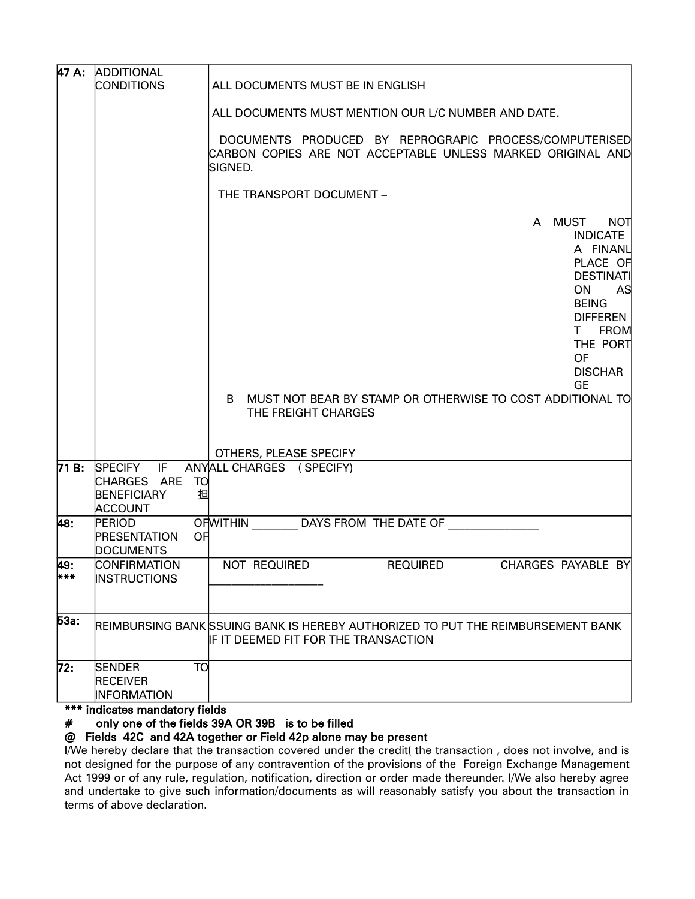| | | |
|---|---|---|
| 47 A: | ADDITIONAL CONDITIONS | ALL DOCUMENTS MUST BE IN ENGLISH<br><br>ALL DOCUMENTS MUST MENTION OUR L/C NUMBER AND DATE.<br><br>DOCUMENTS PRODUCED BY REPROGRAPIC PROCESS/COMPUTERISED CARBON COPIES ARE NOT ACCEPTABLE UNLESS MARKED ORIGINAL AND SIGNED.<br><br>THE TRANSPORT DOCUMENT –<br><br>A MUST NOT INDICATE A FINANL PLACE OF DESTINATION AS BEING DIFFERENT FROM THE PORT OF DISCHARGE<br><br>B MUST NOT BEAR BY STAMP OR OTHERWISE TO COST ADDITIONAL TO THE FREIGHT CHARGES<br><br>OTHERS, PLEASE SPECIFY |
| 71 B: | SPECIFY IF ANY CHARGES ARE TO BENEFICIARY 担 ACCOUNT | ALL CHARGES ( SPECIFY) |
| 48: | PERIOD OF PRESENTATION OF DOCUMENTS | WITHIN _______ DAYS FROM THE DATE OF _______________ |
| 49: *** | CONFIRMATION INSTRUCTIONS | NOT REQUIRED REQUIRED CHARGES PAYABLE BY ___________________ |
| 53a: | REIMBURSING BANK | ISSUING BANK IS HEREBY AUTHORIZED TO PUT THE REIMBURSEMENT BANK IF IT DEEMED FIT FOR THE TRANSACTION |
| 72: | SENDER TO RECEIVER INFORMATION | |

**\*\*\* indicates mandatory fields**

**# only one of the fields 39A OR 39B is to be filled**

**@ Fields 42C and 42A together or Field 42p alone may be present**

I/We hereby declare that the transaction covered under the credit( the transaction , does not involve, and is not designed for the purpose of any contravention of the provisions of the Foreign Exchange Management Act 1999 or of any rule, regulation, notification, direction or order made thereunder. I/We also hereby agree and undertake to give such information/documents as will reasonably satisfy you about the transaction in terms of above declaration.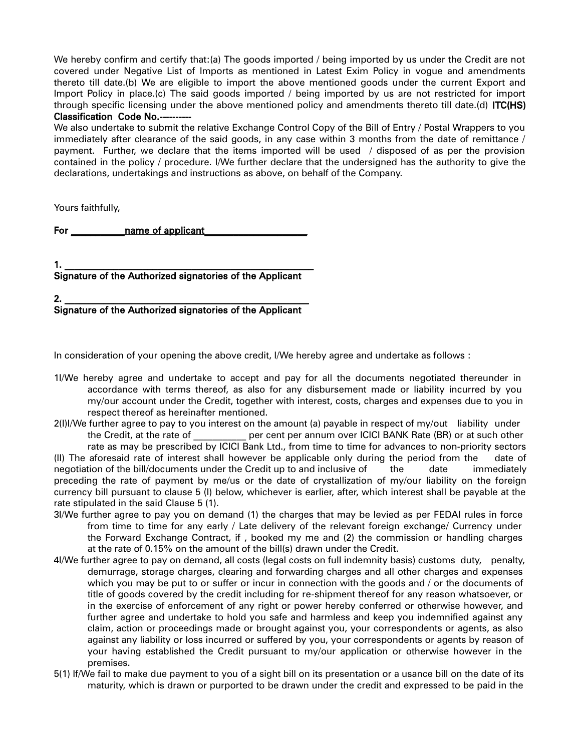We hereby confirm and certify that:(a) The goods imported / being imported by us under the Credit are not covered under Negative List of Imports as mentioned in Latest Exim Policy in vogue and amendments thereto till date.(b) We are eligible to import the above mentioned goods under the current Export and Import Policy in place.(c) The said goods imported / being imported by us are not restricted for import through specific licensing under the above mentioned policy and amendments thereto till date.(d) **ITC(HS) Classification Code No.----------**

We also undertake to submit the relative Exchange Control Copy of the Bill of Entry / Postal Wrappers to you immediately after clearance of the said goods, in any case within 3 months from the date of remittance / payment. Further, we declare that the items imported will be used / disposed of as per the provision contained in the policy / procedure. I/We further declare that the undersigned has the authority to give the declarations, undertakings and instructions as above, on behalf of the Company.

Yours faithfully,

**For ___________name of applicant_____________________**

**1. ____________________________________________________**
**Signature of the Authorized signatories of the Applicant**

**2. ____________________________________________________**
**Signature of the Authorized signatories of the Applicant**

In consideration of your opening the above credit, I/We hereby agree and undertake as follows :

1I/We hereby agree and undertake to accept and pay for all the documents negotiated thereunder in accordance with terms thereof, as also for any disbursement made or liability incurred by you my/our account under the Credit, together with interest, costs, charges and expenses due to you in respect thereof as hereinafter mentioned.

2(I)I/We further agree to pay to you interest on the amount (a) payable in respect of my/out liability under the Credit, at the rate of __________ per cent per annum over ICICI BANK Rate (BR) or at such other rate as may be prescribed by ICICI Bank Ltd., from time to time for advances to non-priority sectors (II) The aforesaid rate of interest shall however be applicable only during the period from the date of negotiation of the bill/documents under the Credit up to and inclusive of the date immediately preceding the rate of payment by me/us or the date of crystallization of my/our liability on the foreign currency bill pursuant to clause 5 (I) below, whichever is earlier, after, which interest shall be payable at the rate stipulated in the said Clause 5 (1).

3I/We further agree to pay you on demand (1) the charges that may be levied as per FEDAI rules in force from time to time for any early / Late delivery of the relevant foreign exchange/ Currency under the Forward Exchange Contract, if , booked my me and (2) the commission or handling charges at the rate of 0.15% on the amount of the bill(s) drawn under the Credit.

4I/We further agree to pay on demand, all costs (legal costs on full indemnity basis) customs duty, penalty, demurrage, storage charges, clearing and forwarding charges and all other charges and expenses which you may be put to or suffer or incur in connection with the goods and / or the documents of title of goods covered by the credit including for re-shipment thereof for any reason whatsoever, or in the exercise of enforcement of any right or power hereby conferred or otherwise however, and further agree and undertake to hold you safe and harmless and keep you indemnified against any claim, action or proceedings made or brought against you, your correspondents or agents, as also against any liability or loss incurred or suffered by you, your correspondents or agents by reason of your having established the Credit pursuant to my/our application or otherwise however in the premises.

5(1) If/We fail to make due payment to you of a sight bill on its presentation or a usance bill on the date of its maturity, which is drawn or purported to be drawn under the credit and expressed to be paid in the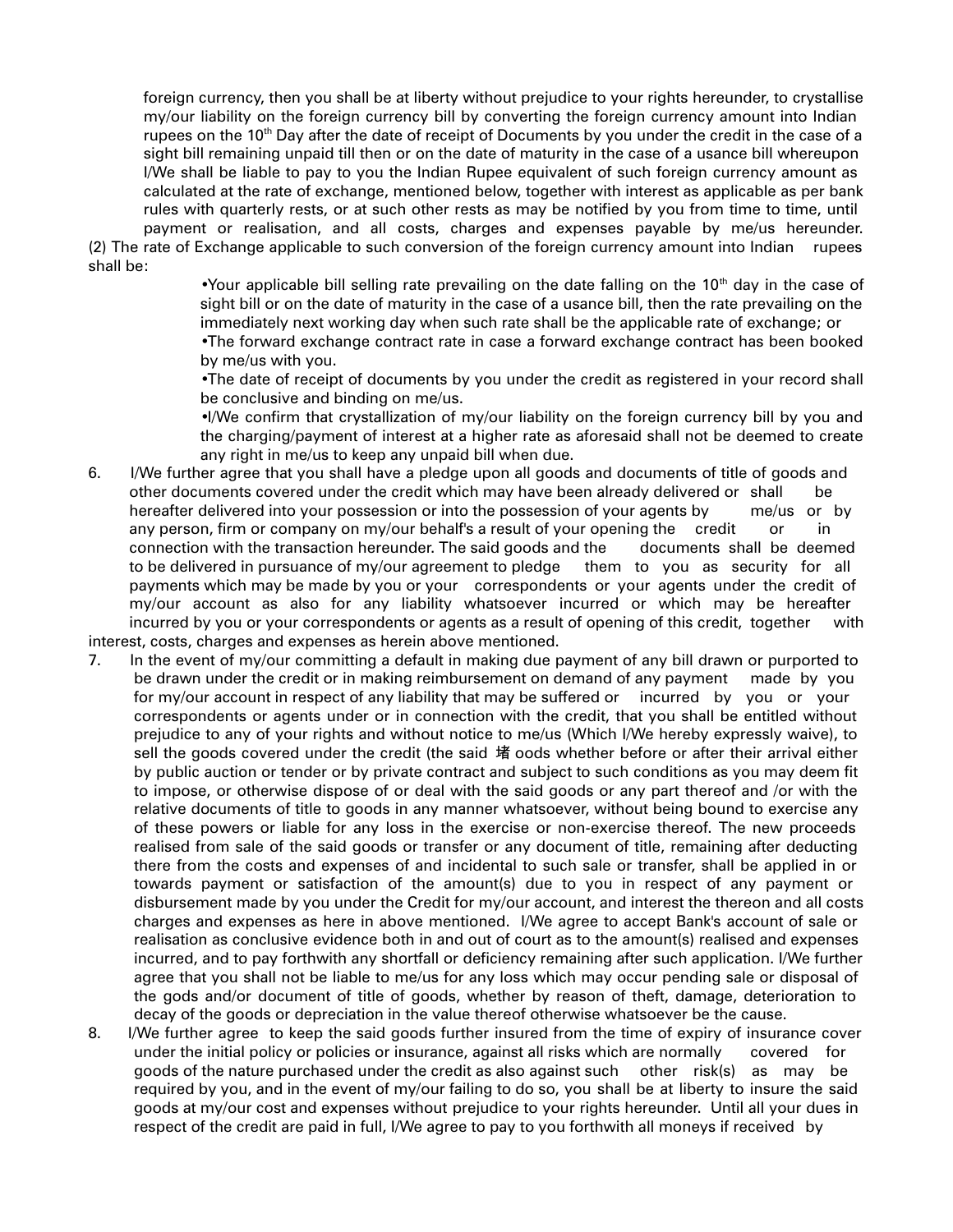foreign currency, then you shall be at liberty without prejudice to your rights hereunder, to crystallise my/our liability on the foreign currency bill by converting the foreign currency amount into Indian rupees on the 10th Day after the date of receipt of Documents by you under the credit in the case of a sight bill remaining unpaid till then or on the date of maturity in the case of a usance bill whereupon I/We shall be liable to pay to you the Indian Rupee equivalent of such foreign currency amount as calculated at the rate of exchange, mentioned below, together with interest as applicable as per bank rules with quarterly rests, or at such other rests as may be notified by you from time to time, until payment or realisation, and all costs, charges and expenses payable by me/us hereunder.

(2) The rate of Exchange applicable to such conversion of the foreign currency amount into Indian rupees shall be:

- Your applicable bill selling rate prevailing on the date falling on the 10th day in the case of sight bill or on the date of maturity in the case of a usance bill, then the rate prevailing on the immediately next working day when such rate shall be the applicable rate of exchange; or
- The forward exchange contract rate in case a forward exchange contract has been booked by me/us with you.
- The date of receipt of documents by you under the credit as registered in your record shall be conclusive and binding on me/us.
- I/We confirm that crystallization of my/our liability on the foreign currency bill by you and the charging/payment of interest at a higher rate as aforesaid shall not be deemed to create any right in me/us to keep any unpaid bill when due.

6. I/We further agree that you shall have a pledge upon all goods and documents of title of goods and other documents covered under the credit which may have been already delivered or shall be hereafter delivered into your possession or into the possession of your agents by me/us or by any person, firm or company on my/our behalf's a result of your opening the credit or in connection with the transaction hereunder. The said goods and the documents shall be deemed to be delivered in pursuance of my/our agreement to pledge them to you as security for all payments which may be made by you or your correspondents or your agents under the credit of my/our account as also for any liability whatsoever incurred or which may be hereafter incurred by you or your correspondents or agents as a result of opening of this credit, together with interest, costs, charges and expenses as herein above mentioned.

7. In the event of my/our committing a default in making due payment of any bill drawn or purported to be drawn under the credit or in making reimbursement on demand of any payment made by you for my/our account in respect of any liability that may be suffered or incurred by you or your correspondents or agents under or in connection with the credit, that you shall be entitled without prejudice to any of your rights and without notice to me/us (Which I/We hereby expressly waive), to sell the goods covered under the credit (the said 堵 oods whether before or after their arrival either by public auction or tender or by private contract and subject to such conditions as you may deem fit to impose, or otherwise dispose of or deal with the said goods or any part thereof and /or with the relative documents of title to goods in any manner whatsoever, without being bound to exercise any of these powers or liable for any loss in the exercise or non-exercise thereof. The new proceeds realised from sale of the said goods or transfer or any document of title, remaining after deducting there from the costs and expenses of and incidental to such sale or transfer, shall be applied in or towards payment or satisfaction of the amount(s) due to you in respect of any payment or disbursement made by you under the Credit for my/our account, and interest the thereon and all costs charges and expenses as here in above mentioned. I/We agree to accept Bank's account of sale or realisation as conclusive evidence both in and out of court as to the amount(s) realised and expenses incurred, and to pay forthwith any shortfall or deficiency remaining after such application. I/We further agree that you shall not be liable to me/us for any loss which may occur pending sale or disposal of the gods and/or document of title of goods, whether by reason of theft, damage, deterioration to decay of the goods or depreciation in the value thereof otherwise whatsoever be the cause.

8. I/We further agree to keep the said goods further insured from the time of expiry of insurance cover under the initial policy or policies or insurance, against all risks which are normally covered for goods of the nature purchased under the credit as also against such other risk(s) as may be required by you, and in the event of my/our failing to do so, you shall be at liberty to insure the said goods at my/our cost and expenses without prejudice to your rights hereunder. Until all your dues in respect of the credit are paid in full, I/We agree to pay to you forthwith all moneys if received by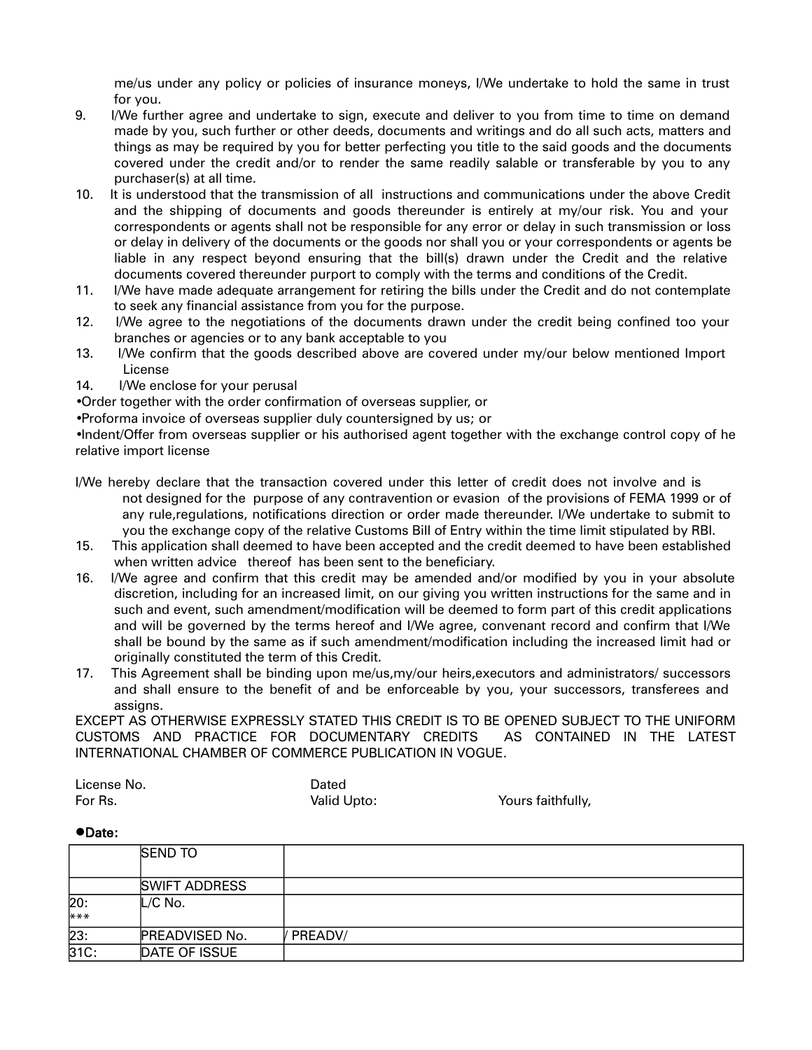me/us under any policy or policies of insurance moneys, I/We undertake to hold the same in trust for you.

9. I/We further agree and undertake to sign, execute and deliver to you from time to time on demand made by you, such further or other deeds, documents and writings and do all such acts, matters and things as may be required by you for better perfecting you title to the said goods and the documents covered under the credit and/or to render the same readily salable or transferable by you to any purchaser(s) at all time.
10. It is understood that the transmission of all instructions and communications under the above Credit and the shipping of documents and goods thereunder is entirely at my/our risk. You and your correspondents or agents shall not be responsible for any error or delay in such transmission or loss or delay in delivery of the documents or the goods nor shall you or your correspondents or agents be liable in any respect beyond ensuring that the bill(s) drawn under the Credit and the relative documents covered thereunder purport to comply with the terms and conditions of the Credit.
11. I/We have made adequate arrangement for retiring the bills under the Credit and do not contemplate to seek any financial assistance from you for the purpose.
12. I/We agree to the negotiations of the documents drawn under the credit being confined too your branches or agencies or to any bank acceptable to you
13. I/We confirm that the goods described above are covered under my/our below mentioned Import License
14. I/We enclose for your perusal

- Order together with the order confirmation of overseas supplier, or
- Proforma invoice of overseas supplier duly countersigned by us; or
- Indent/Offer from overseas supplier or his authorised agent together with the exchange control copy of he relative import license

I/We hereby declare that the transaction covered under this letter of credit does not involve and is not designed for the purpose of any contravention or evasion of the provisions of FEMA 1999 or of any rule,regulations, notifications direction or order made thereunder. I/We undertake to submit to you the exchange copy of the relative Customs Bill of Entry within the time limit stipulated by RBI.

15. This application shall deemed to have been accepted and the credit deemed to have been established when written advice thereof has been sent to the beneficiary.
16. I/We agree and confirm that this credit may be amended and/or modified by you in your absolute discretion, including for an increased limit, on our giving you written instructions for the same and in such and event, such amendment/modification will be deemed to form part of this credit applications and will be governed by the terms hereof and I/We agree, convenant record and confirm that I/We shall be bound by the same as if such amendment/modification including the increased limit had or originally constituted the term of this Credit.
17. This Agreement shall be binding upon me/us,my/our heirs,executors and administrators/ successors and shall ensure to the benefit of and be enforceable by you, your successors, transferees and assigns.

EXCEPT AS OTHERWISE EXPRESSLY STATED THIS CREDIT IS TO BE OPENED SUBJECT TO THE UNIFORM CUSTOMS AND PRACTICE FOR DOCUMENTARY CREDITS AS CONTAINED IN THE LATEST INTERNATIONAL CHAMBER OF COMMERCE PUBLICATION IN VOGUE.

License No. Dated

For Rs. Valid Upto: Yours faithfully,

- **Date:**

| | | |
|---|---|---|
| | SEND TO | |
| | SWIFT ADDRESS | |
| 20: *** | L/C No. | |
| 23: | PREADVISED No. | / PREADV/ |
| 31C: | DATE OF ISSUE | |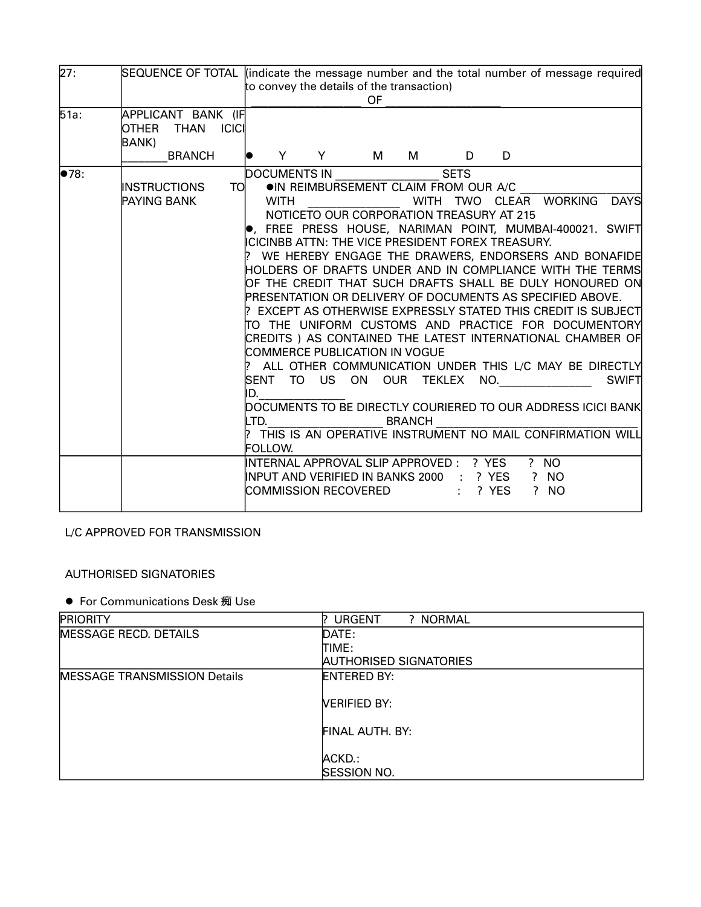| | | |
|---|---|---|
| 27: | SEQUENCE OF TOTAL | (indicate the message number and the total number of message required to convey the details of the transaction)<br>___________________ OF ___________________ |
| 51a: | APPLICANT BANK (IF OTHER THAN ICICI BANK)<br>_______BRANCH | ● Y Y M M D D |
| ●78: | INSTRUCTIONS TO PAYING BANK | DOCUMENTS IN _________________ SETS<br>●IN REIMBURSEMENT CLAIM FROM OUR A/C ___________________ WITH _______________ WITH TWO CLEAR WORKING DAYS NOTICETO OUR CORPORATION TREASURY AT 215<br>●, FREE PRESS HOUSE, NARIMAN POINT, MUMBAI-400021. SWIFT ICICINBB ATTN: THE VICE PRESIDENT FOREX TREASURY.<br>? WE HEREBY ENGAGE THE DRAWERS, ENDORSERS AND BONAFIDE HOLDERS OF DRAFTS UNDER AND IN COMPLIANCE WITH THE TERMS OF THE CREDIT THAT SUCH DRAFTS SHALL BE DULY HONOURED ON PRESENTATION OR DELIVERY OF DOCUMENTS AS SPECIFIED ABOVE.<br>? EXCEPT AS OTHERWISE EXPRESSLY STATED THIS CREDIT IS SUBJECT TO THE UNIFORM CUSTOMS AND PRACTICE FOR DOCUMENTORY CREDITS ) AS CONTAINED THE LATEST INTERNATIONAL CHAMBER OF COMMERCE PUBLICATION IN VOGUE<br>? ALL OTHER COMMUNICATION UNDER THIS L/C MAY BE DIRECTLY SENT TO US ON OUR TEKLEX NO._______________ SWIFT ID._______________<br>DOCUMENTS TO BE DIRECTLY COURIERED TO OUR ADDRESS ICICI BANK LTD.___________________ BRANCH ________________________________<br>? THIS IS AN OPERATIVE INSTRUMENT NO MAIL CONFIRMATION WILL FOLLOW. |
| | | INTERNAL APPROVAL SLIP APPROVED : ? YES ? NO<br>INPUT AND VERIFIED IN BANKS 2000 : ? YES ? NO<br>COMMISSION RECOVERED : ? YES ? NO |

L/C APPROVED FOR TRANSMISSION

AUTHORISED SIGNATORIES

- For Communications Desk 痴 Use

| | |
|---|---|
| PRIORITY | ? URGENT ? NORMAL |
| MESSAGE RECD. DETAILS | DATE:<br>TIME:<br>AUTHORISED SIGNATORIES |
| MESSAGE TRANSMISSION Details | ENTERED BY:<br><br>VERIFIED BY:<br><br>FINAL AUTH. BY:<br><br>ACKD.:<br>SESSION NO. |